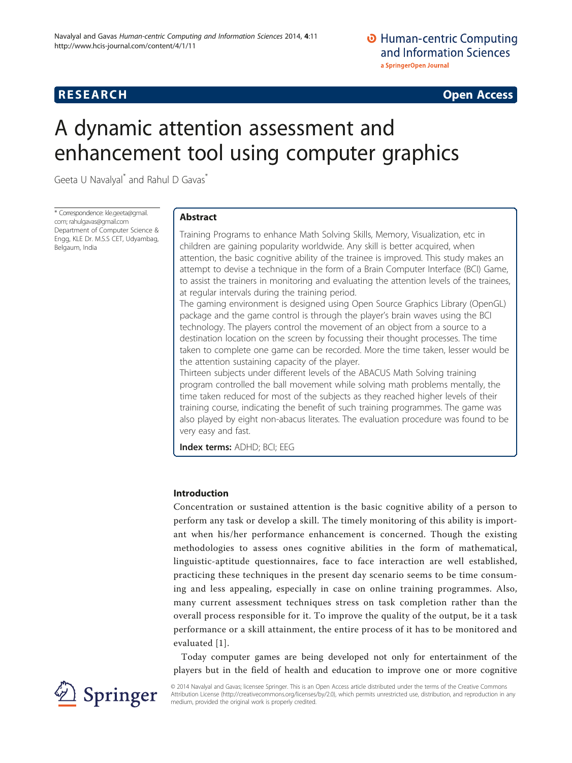# A dynamic attention assessment and enhancement tool using computer graphics

Geeta U Navalyal* and Rahul D Gavas*

\* Correspondence: kle.geeta@gmail.com; rahulgavas@gmail.com
Department of Computer Science & Engg, KLE Dr. M.S.S CET, Udyambag, Belgaum, India

## Abstract

Training Programs to enhance Math Solving Skills, Memory, Visualization, etc in children are gaining popularity worldwide. Any skill is better acquired, when attention, the basic cognitive ability of the trainee is improved. This study makes an attempt to devise a technique in the form of a Brain Computer Interface (BCI) Game, to assist the trainers in monitoring and evaluating the attention levels of the trainees, at regular intervals during the training period.

The gaming environment is designed using Open Source Graphics Library (OpenGL) package and the game control is through the player's brain waves using the BCI technology. The players control the movement of an object from a source to a destination location on the screen by focussing their thought processes. The time taken to complete one game can be recorded. More the time taken, lesser would be the attention sustaining capacity of the player.

Thirteen subjects under different levels of the ABACUS Math Solving training program controlled the ball movement while solving math problems mentally, the time taken reduced for most of the subjects as they reached higher levels of their training course, indicating the benefit of such training programmes. The game was also played by eight non-abacus literates. The evaluation procedure was found to be very easy and fast.

**Index terms:** ADHD; BCI; EEG

## Introduction

Concentration or sustained attention is the basic cognitive ability of a person to perform any task or develop a skill. The timely monitoring of this ability is important when his/her performance enhancement is concerned. Though the existing methodologies to assess ones cognitive abilities in the form of mathematical, linguistic-aptitude questionnaires, face to face interaction are well established, practicing these techniques in the present day scenario seems to be time consuming and less appealing, especially in case on online training programmes. Also, many current assessment techniques stress on task completion rather than the overall process responsible for it. To improve the quality of the output, be it a task performance or a skill attainment, the entire process of it has to be monitored and evaluated [1].

Today computer games are being developed not only for entertainment of the players but in the field of health and education to improve one or more cognitive

© 2014 Navalyal and Gavas; licensee Springer. This is an Open Access article distributed under the terms of the Creative Commons Attribution License (http://creativecommons.org/licenses/by/2.0), which permits unrestricted use, distribution, and reproduction in any medium, provided the original work is properly credited.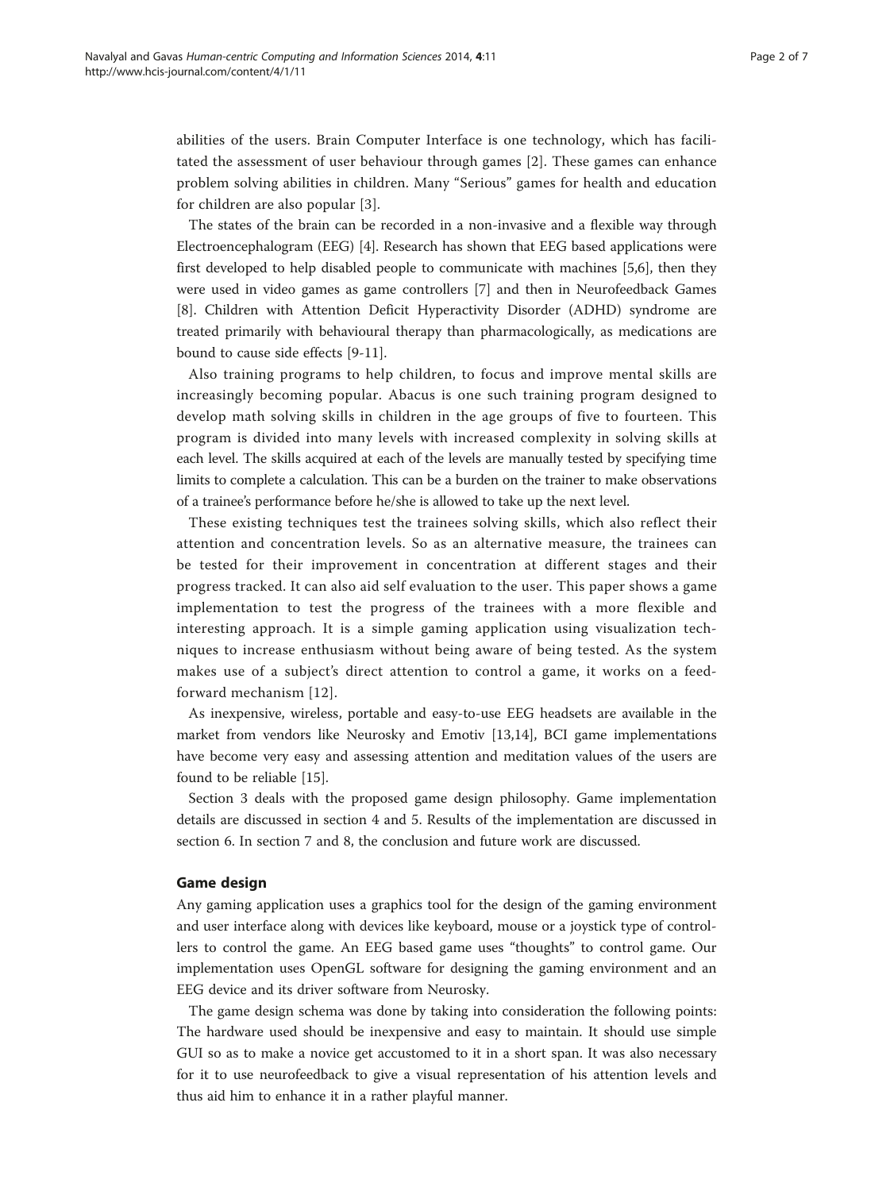abilities of the users. Brain Computer Interface is one technology, which has facilitated the assessment of user behaviour through games [2]. These games can enhance problem solving abilities in children. Many "Serious" games for health and education for children are also popular [3].

The states of the brain can be recorded in a non-invasive and a flexible way through Electroencephalogram (EEG) [4]. Research has shown that EEG based applications were first developed to help disabled people to communicate with machines [5,6], then they were used in video games as game controllers [7] and then in Neurofeedback Games [8]. Children with Attention Deficit Hyperactivity Disorder (ADHD) syndrome are treated primarily with behavioural therapy than pharmacologically, as medications are bound to cause side effects [9-11].

Also training programs to help children, to focus and improve mental skills are increasingly becoming popular. Abacus is one such training program designed to develop math solving skills in children in the age groups of five to fourteen. This program is divided into many levels with increased complexity in solving skills at each level. The skills acquired at each of the levels are manually tested by specifying time limits to complete a calculation. This can be a burden on the trainer to make observations of a trainee's performance before he/she is allowed to take up the next level.

These existing techniques test the trainees solving skills, which also reflect their attention and concentration levels. So as an alternative measure, the trainees can be tested for their improvement in concentration at different stages and their progress tracked. It can also aid self evaluation to the user. This paper shows a game implementation to test the progress of the trainees with a more flexible and interesting approach. It is a simple gaming application using visualization techniques to increase enthusiasm without being aware of being tested. As the system makes use of a subject's direct attention to control a game, it works on a feed-forward mechanism [12].

As inexpensive, wireless, portable and easy-to-use EEG headsets are available in the market from vendors like Neurosky and Emotiv [13,14], BCI game implementations have become very easy and assessing attention and meditation values of the users are found to be reliable [15].

Section 3 deals with the proposed game design philosophy. Game implementation details are discussed in section 4 and 5. Results of the implementation are discussed in section 6. In section 7 and 8, the conclusion and future work are discussed.

## Game design

Any gaming application uses a graphics tool for the design of the gaming environment and user interface along with devices like keyboard, mouse or a joystick type of controllers to control the game. An EEG based game uses "thoughts" to control game. Our implementation uses OpenGL software for designing the gaming environment and an EEG device and its driver software from Neurosky.

The game design schema was done by taking into consideration the following points: The hardware used should be inexpensive and easy to maintain. It should use simple GUI so as to make a novice get accustomed to it in a short span. It was also necessary for it to use neurofeedback to give a visual representation of his attention levels and thus aid him to enhance it in a rather playful manner.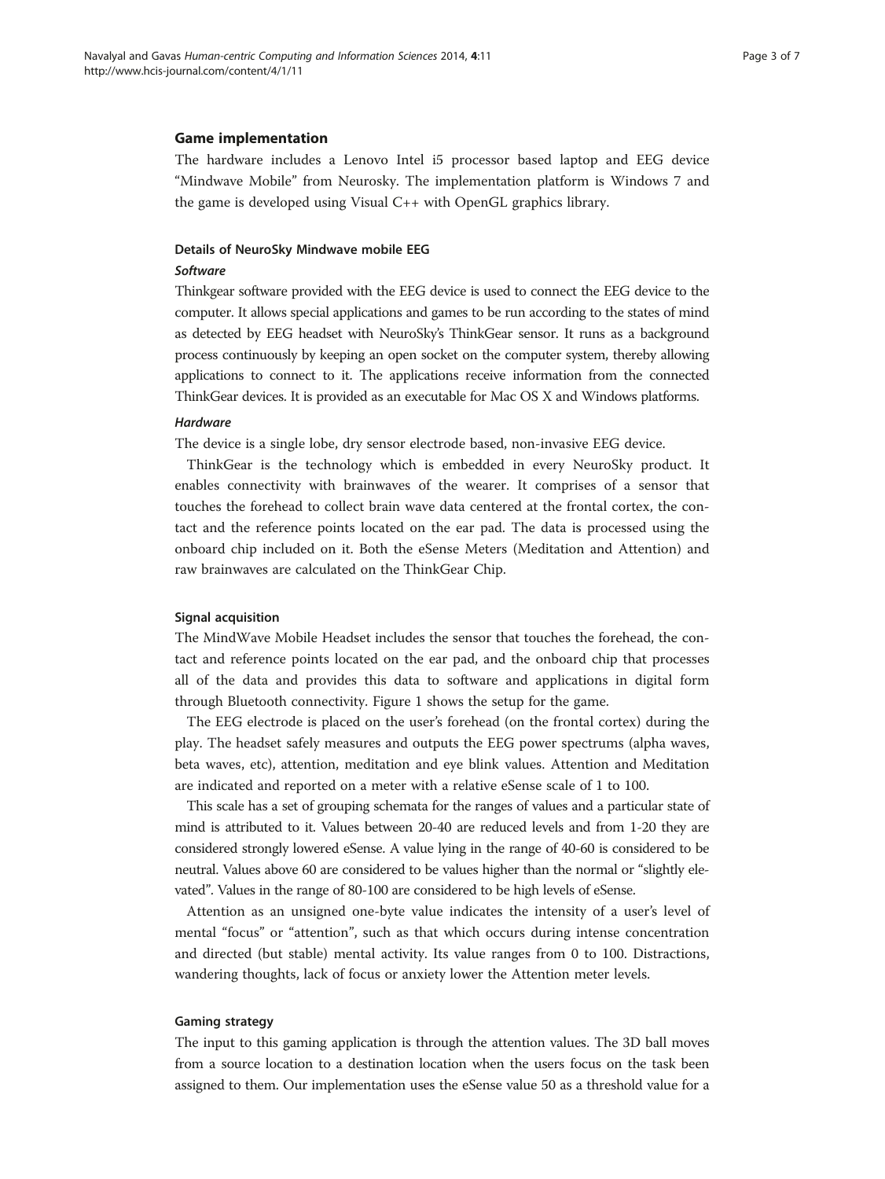## Game implementation

The hardware includes a Lenovo Intel i5 processor based laptop and EEG device "Mindwave Mobile" from Neurosky. The implementation platform is Windows 7 and the game is developed using Visual C++ with OpenGL graphics library.

### Details of NeuroSky Mindwave mobile EEG

#### *Software*

Thinkgear software provided with the EEG device is used to connect the EEG device to the computer. It allows special applications and games to be run according to the states of mind as detected by EEG headset with NeuroSky's ThinkGear sensor. It runs as a background process continuously by keeping an open socket on the computer system, thereby allowing applications to connect to it. The applications receive information from the connected ThinkGear devices. It is provided as an executable for Mac OS X and Windows platforms.

#### *Hardware*

The device is a single lobe, dry sensor electrode based, non-invasive EEG device.

ThinkGear is the technology which is embedded in every NeuroSky product. It enables connectivity with brainwaves of the wearer. It comprises of a sensor that touches the forehead to collect brain wave data centered at the frontal cortex, the contact and the reference points located on the ear pad. The data is processed using the onboard chip included on it. Both the eSense Meters (Meditation and Attention) and raw brainwaves are calculated on the ThinkGear Chip.

### Signal acquisition

The MindWave Mobile Headset includes the sensor that touches the forehead, the contact and reference points located on the ear pad, and the onboard chip that processes all of the data and provides this data to software and applications in digital form through Bluetooth connectivity. Figure 1 shows the setup for the game.

The EEG electrode is placed on the user's forehead (on the frontal cortex) during the play. The headset safely measures and outputs the EEG power spectrums (alpha waves, beta waves, etc), attention, meditation and eye blink values. Attention and Meditation are indicated and reported on a meter with a relative eSense scale of 1 to 100.

This scale has a set of grouping schemata for the ranges of values and a particular state of mind is attributed to it. Values between 20-40 are reduced levels and from 1-20 they are considered strongly lowered eSense. A value lying in the range of 40-60 is considered to be neutral. Values above 60 are considered to be values higher than the normal or "slightly elevated". Values in the range of 80-100 are considered to be high levels of eSense.

Attention as an unsigned one-byte value indicates the intensity of a user's level of mental "focus" or "attention", such as that which occurs during intense concentration and directed (but stable) mental activity. Its value ranges from 0 to 100. Distractions, wandering thoughts, lack of focus or anxiety lower the Attention meter levels.

### Gaming strategy

The input to this gaming application is through the attention values. The 3D ball moves from a source location to a destination location when the users focus on the task been assigned to them. Our implementation uses the eSense value 50 as a threshold value for a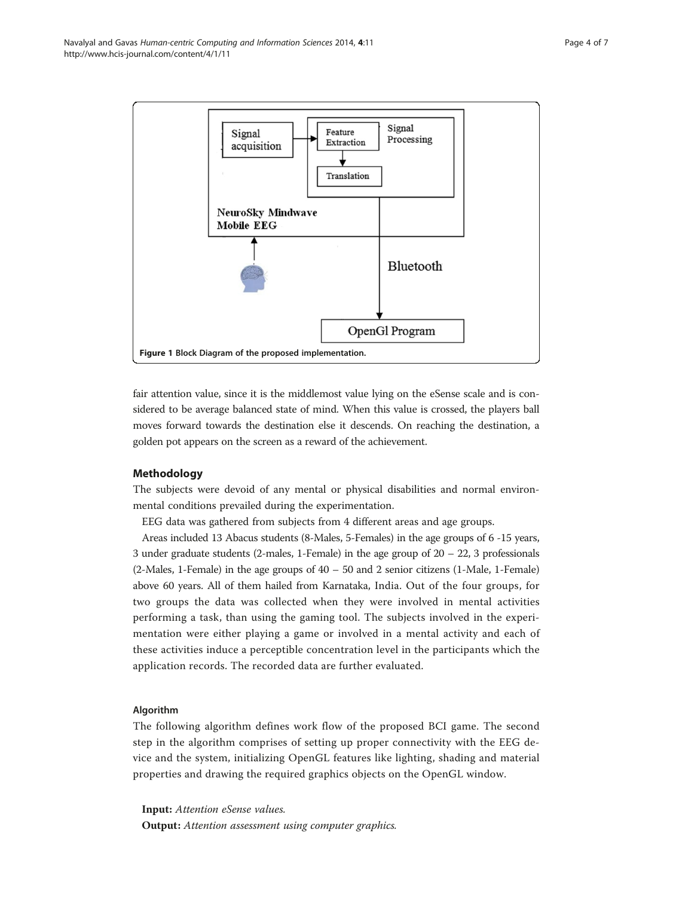Figure 1 Block Diagram of the proposed implementation.

fair attention value, since it is the middlemost value lying on the eSense scale and is considered to be average balanced state of mind. When this value is crossed, the players ball moves forward towards the destination else it descends. On reaching the destination, a golden pot appears on the screen as a reward of the achievement.

## Methodology

The subjects were devoid of any mental or physical disabilities and normal environmental conditions prevailed during the experimentation.

EEG data was gathered from subjects from 4 different areas and age groups.

Areas included 13 Abacus students (8-Males, 5-Females) in the age groups of 6 -15 years, 3 under graduate students (2-males, 1-Female) in the age group of 20 – 22, 3 professionals (2-Males, 1-Female) in the age groups of 40 – 50 and 2 senior citizens (1-Male, 1-Female) above 60 years. All of them hailed from Karnataka, India. Out of the four groups, for two groups the data was collected when they were involved in mental activities performing a task, than using the gaming tool. The subjects involved in the experimentation were either playing a game or involved in a mental activity and each of these activities induce a perceptible concentration level in the participants which the application records. The recorded data are further evaluated.

### Algorithm

The following algorithm defines work flow of the proposed BCI game. The second step in the algorithm comprises of setting up proper connectivity with the EEG device and the system, initializing OpenGL features like lighting, shading and material properties and drawing the required graphics objects on the OpenGL window.

**Input:** *Attention eSense values.*

**Output:** *Attention assessment using computer graphics.*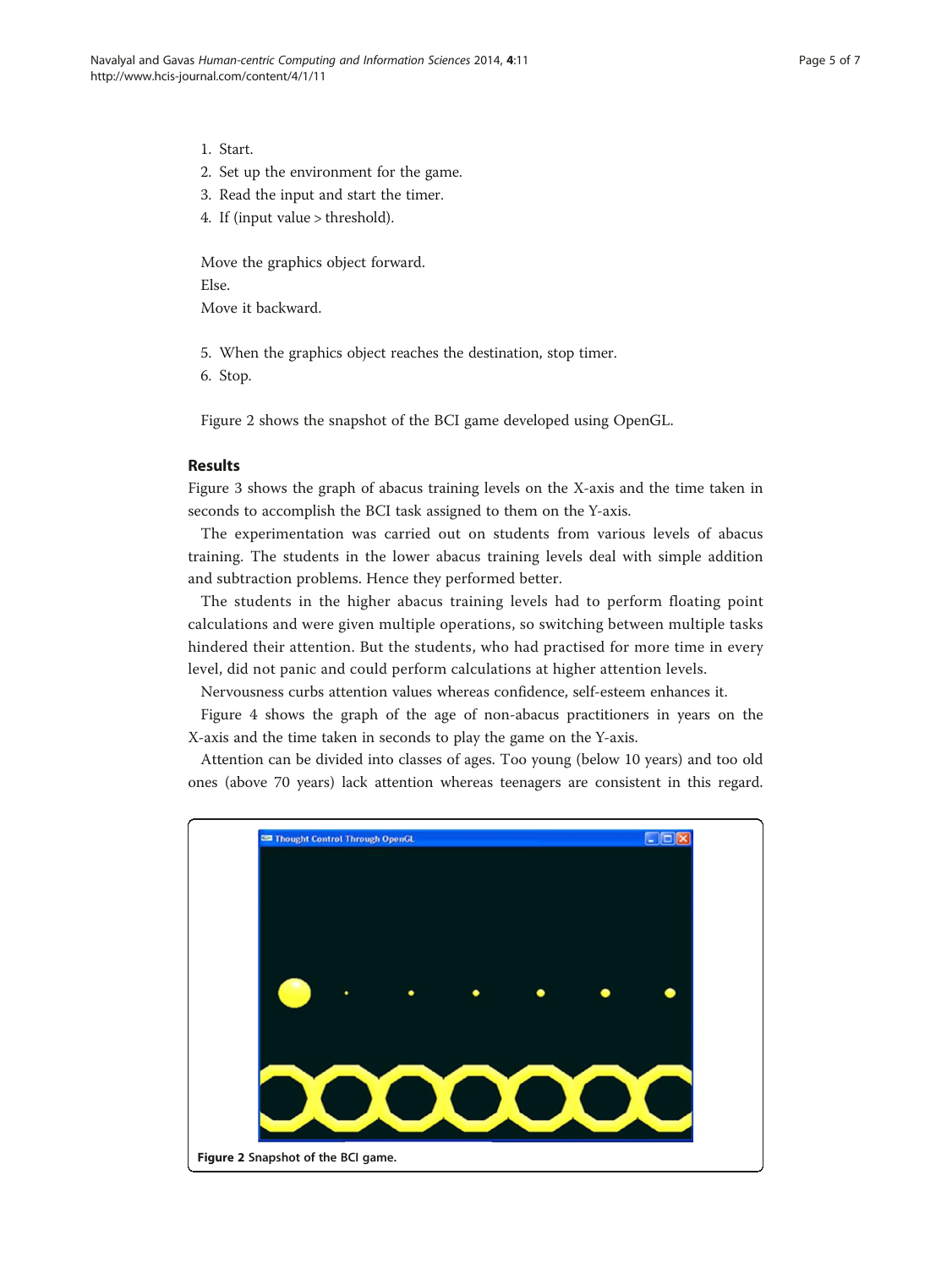1. Start.
2. Set up the environment for the game.
3. Read the input and start the timer.
4. If (input value > threshold).

   Move the graphics object forward.
   Else.
   Move it backward.

5. When the graphics object reaches the destination, stop timer.
6. Stop.

Figure 2 shows the snapshot of the BCI game developed using OpenGL.

## Results

Figure 3 shows the graph of abacus training levels on the X-axis and the time taken in seconds to accomplish the BCI task assigned to them on the Y-axis.

The experimentation was carried out on students from various levels of abacus training. The students in the lower abacus training levels deal with simple addition and subtraction problems. Hence they performed better.

The students in the higher abacus training levels had to perform floating point calculations and were given multiple operations, so switching between multiple tasks hindered their attention. But the students, who had practised for more time in every level, did not panic and could perform calculations at higher attention levels.

Nervousness curbs attention values whereas confidence, self-esteem enhances it.

Figure 4 shows the graph of the age of non-abacus practitioners in years on the X-axis and the time taken in seconds to play the game on the Y-axis.

Attention can be divided into classes of ages. Too young (below 10 years) and too old ones (above 70 years) lack attention whereas teenagers are consistent in this regard.

**Figure 2** Snapshot of the BCI game.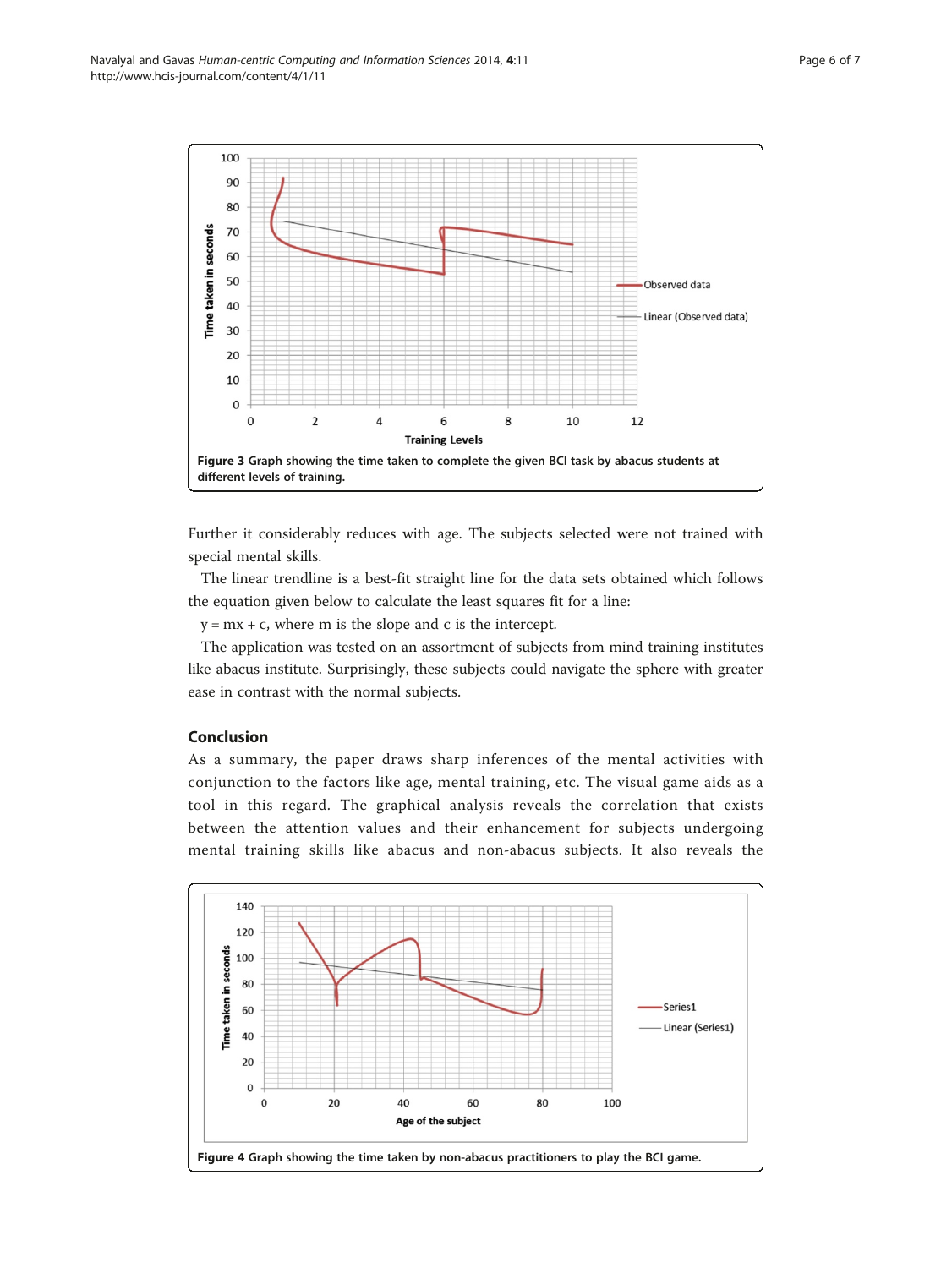Figure 3 Graph showing the time taken to complete the given BCI task by abacus students at different levels of training.

Further it considerably reduces with age. The subjects selected were not trained with special mental skills.

The linear trendline is a best-fit straight line for the data sets obtained which follows the equation given below to calculate the least squares fit for a line:

$y = mx + c$, where m is the slope and c is the intercept.

The application was tested on an assortment of subjects from mind training institutes like abacus institute. Surprisingly, these subjects could navigate the sphere with greater ease in contrast with the normal subjects.

## Conclusion

As a summary, the paper draws sharp inferences of the mental activities with conjunction to the factors like age, mental training, etc. The visual game aids as a tool in this regard. The graphical analysis reveals the correlation that exists between the attention values and their enhancement for subjects undergoing mental training skills like abacus and non-abacus subjects. It also reveals the

Figure 4 Graph showing the time taken by non-abacus practitioners to play the BCI game.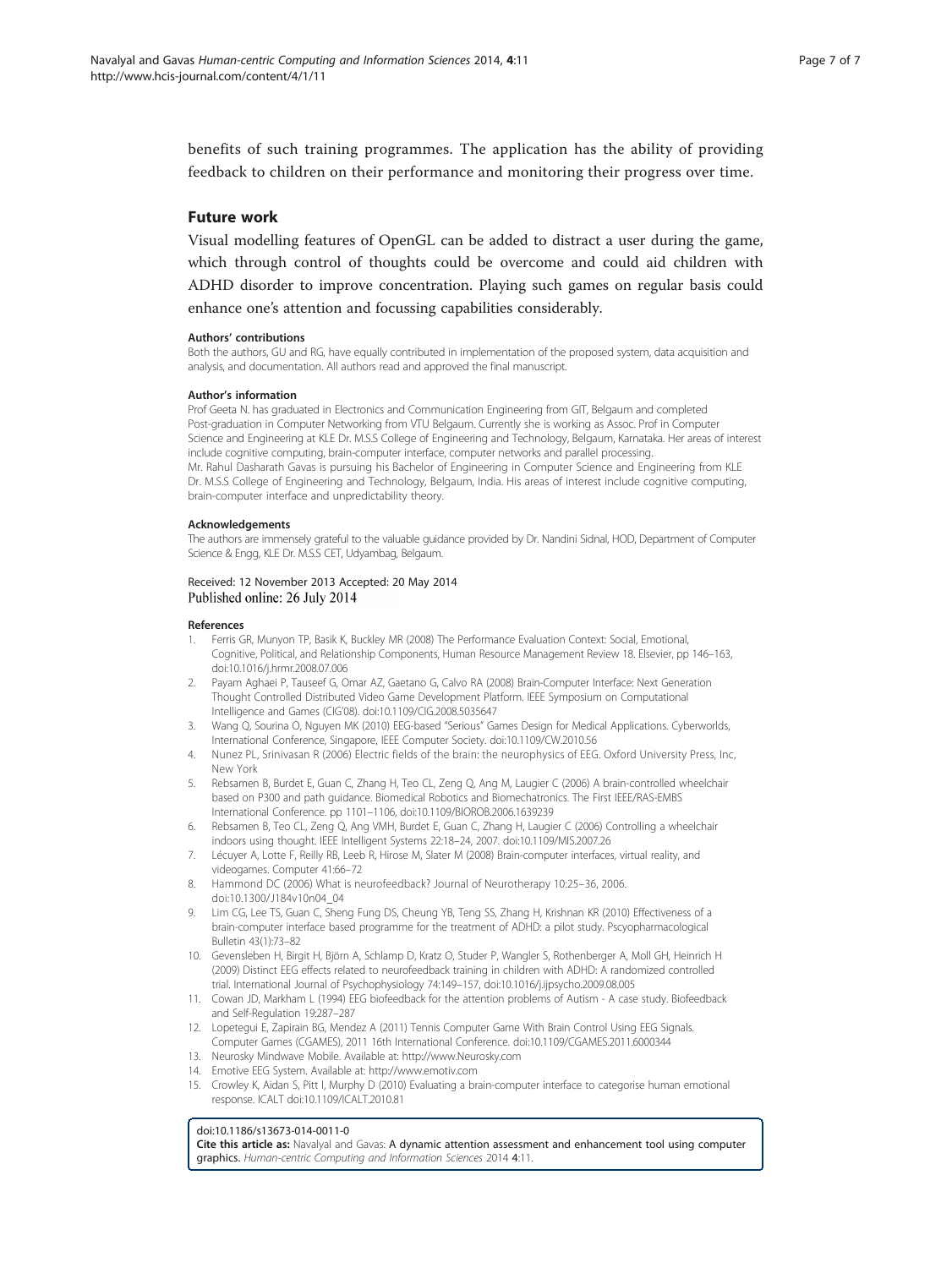benefits of such training programmes. The application has the ability of providing feedback to children on their performance and monitoring their progress over time.

## Future work

Visual modelling features of OpenGL can be added to distract a user during the game, which through control of thoughts could be overcome and could aid children with ADHD disorder to improve concentration. Playing such games on regular basis could enhance one's attention and focussing capabilities considerably.

#### Authors' contributions

Both the authors, GU and RG, have equally contributed in implementation of the proposed system, data acquisition and analysis, and documentation. All authors read and approved the final manuscript.

#### Author's information

Prof Geeta N. has graduated in Electronics and Communication Engineering from GIT, Belgaum and completed Post-graduation in Computer Networking from VTU Belgaum. Currently she is working as Assoc. Prof in Computer Science and Engineering at KLE Dr. M.S.S College of Engineering and Technology, Belgaum, Karnataka. Her areas of interest include cognitive computing, brain-computer interface, computer networks and parallel processing.
Mr. Rahul Dasharath Gavas is pursuing his Bachelor of Engineering in Computer Science and Engineering from KLE Dr. M.S.S College of Engineering and Technology, Belgaum, India. His areas of interest include cognitive computing, brain-computer interface and unpredictability theory.

#### Acknowledgements

The authors are immensely grateful to the valuable guidance provided by Dr. Nandini Sidnal, HOD, Department of Computer Science & Engg, KLE Dr. M.S.S CET, Udyambag, Belgaum.

Received: 12 November 2013 Accepted: 20 May 2014
Published online: 26 July 2014

#### References

1. Ferris GR, Munyon TP, Basik K, Buckley MR (2008) The Performance Evaluation Context: Social, Emotional, Cognitive, Political, and Relationship Components, Human Resource Management Review 18. Elsevier, pp 146–163, doi:10.1016/j.hrmr.2008.07.006
2. Payam Aghaei P, Tauseef G, Omar AZ, Gaetano G, Calvo RA (2008) Brain-Computer Interface: Next Generation Thought Controlled Distributed Video Game Development Platform. IEEE Symposium on Computational Intelligence and Games (CIG'08). doi:10.1109/CIG.2008.5035647
3. Wang Q, Sourina O, Nguyen MK (2010) EEG-based "Serious" Games Design for Medical Applications. Cyberworlds, International Conference, Singapore, IEEE Computer Society. doi:10.1109/CW.2010.56
4. Nunez PL, Srinivasan R (2006) Electric fields of the brain: the neurophysics of EEG. Oxford University Press, Inc, New York
5. Rebsamen B, Burdet E, Guan C, Zhang H, Teo CL, Zeng Q, Ang M, Laugier C (2006) A brain-controlled wheelchair based on P300 and path guidance. Biomedical Robotics and Biomechatronics. The First IEEE/RAS-EMBS International Conference. pp 1101–1106, doi:10.1109/BIOROB.2006.1639239
6. Rebsamen B, Teo CL, Zeng Q, Ang VMH, Burdet E, Guan C, Zhang H, Laugier C (2006) Controlling a wheelchair indoors using thought. IEEE Intelligent Systems 22:18–24, 2007. doi:10.1109/MIS.2007.26
7. Lécuyer A, Lotte F, Reilly RB, Leeb R, Hirose M, Slater M (2008) Brain-computer interfaces, virtual reality, and videogames. Computer 41:66–72
8. Hammond DC (2006) What is neurofeedback? Journal of Neurotherapy 10:25–36, 2006. doi:10.1300/J184v10n04_04
9. Lim CG, Lee TS, Guan C, Sheng Fung DS, Cheung YB, Teng SS, Zhang H, Krishnan KR (2010) Effectiveness of a brain-computer interface based programme for the treatment of ADHD: a pilot study. Pscyopharmacological Bulletin 43(1):73–82
10. Gevensleben H, Birgit H, Björn A, Schlamp D, Kratz O, Studer P, Wangler S, Rothenberger A, Moll GH, Heinrich H (2009) Distinct EEG effects related to neurofeedback training in children with ADHD: A randomized controlled trial. International Journal of Psychophysiology 74:149–157, doi:10.1016/j.ijpsycho.2009.08.005
11. Cowan JD, Markham L (1994) EEG biofeedback for the attention problems of Autism - A case study. Biofeedback and Self-Regulation 19:287–287
12. Lopetegui E, Zapirain BG, Mendez A (2011) Tennis Computer Game With Brain Control Using EEG Signals. Computer Games (CGAMES), 2011 16th International Conference. doi:10.1109/CGAMES.2011.6000344
13. Neurosky Mindwave Mobile. Available at: http://www.Neurosky.com
14. Emotive EEG System. Available at: http://www.emotiv.com
15. Crowley K, Aidan S, Pitt I, Murphy D (2010) Evaluating a brain-computer interface to categorise human emotional response. ICALT doi:10.1109/ICALT.2010.81

doi:10.1186/s13673-014-0011-0
**Cite this article as:** Navalyal and Gavas: A dynamic attention assessment and enhancement tool using computer graphics. *Human-centric Computing and Information Sciences* 2014 **4**:11.